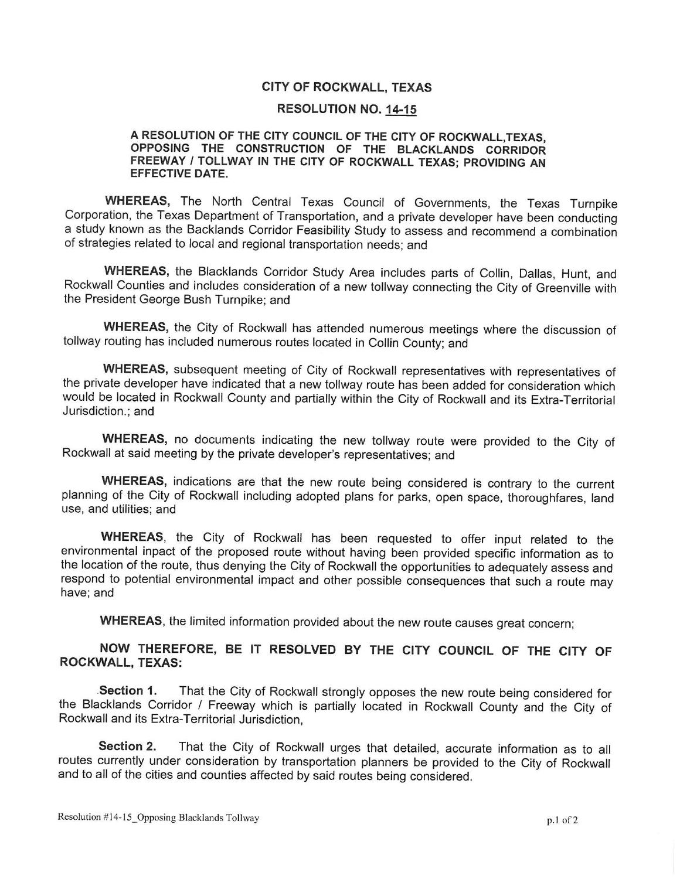# CITY OF ROCKWALL, TEXAS

## RESOLUTION NO. 14-15

**A RESOLUTION OF THE CITY COUNCIL OF THE CITY OF ROCKWALL,TEXAS, OPPOSING THE CONSTRUCTION OF THE BLACKLANDS CORRIDOR FREEWAY / TOLLWAY IN THE CITY OF ROCKWALL TEXAS; PROVIDING AN EFFECTIVE DATE.**

**WHEREAS,** The North Central Texas Council of Governments, the Texas Turnpike Corporation, the Texas Department of Transportation, and a private developer have been conducting a study known as the Backlands Corridor Feasibility Study to assess and recommend a combination of strategies related to local and regional transportation needs; and

**WHEREAS,** the Blacklands Corridor Study Area includes parts of Collin, Dallas, Hunt, and Rockwall Counties and includes consideration of a new tollway connecting the City of Greenville with the President George Bush Turnpike; and

**WHEREAS,** the City of Rockwall has attended numerous meetings where the discussion of tollway routing has included numerous routes located in Collin County; and

**WHEREAS,** subsequent meeting of City of Rockwall representatives with representatives of the private developer have indicated that a new tollway route has been added for consideration which would be located in Rockwall County and partially within the City of Rockwall and its Extra-Territorial Jurisdiction.; and

**WHEREAS,** no documents indicating the new tollway route were provided to the City of Rockwall at said meeting by the private developer's representatives; and

**WHEREAS,** indications are that the new route being considered is contrary to the current planning of the City of Rockwall including adopted plans for parks, open space, thoroughfares, land use, and utilities; and

**WHEREAS**, the City of Rockwall has been requested to offer input related to the environmental inpact of the proposed route without having been provided specific information as to the location of the route, thus denying the City of Rockwall the opportunities to adequately assess and respond to potential environmental impact and other possible consequences that such a route may have; and

**WHEREAS**, the limited information provided about the new route causes great concern;

**NOW THEREFORE, BE IT RESOLVED BY THE CITY COUNCIL OF THE CITY OF ROCKWALL, TEXAS:**

**Section 1.** That the City of Rockwall strongly opposes the new route being considered for the Blacklands Corridor / Freeway which is partially located in Rockwall County and the City of Rockwall and its Extra-Territorial Jurisdiction,

**Section 2.** That the City of Rockwall urges that detailed, accurate information as to all routes currently under consideration by transportation planners be provided to the City of Rockwall and to all of the cities and counties affected by said routes being considered.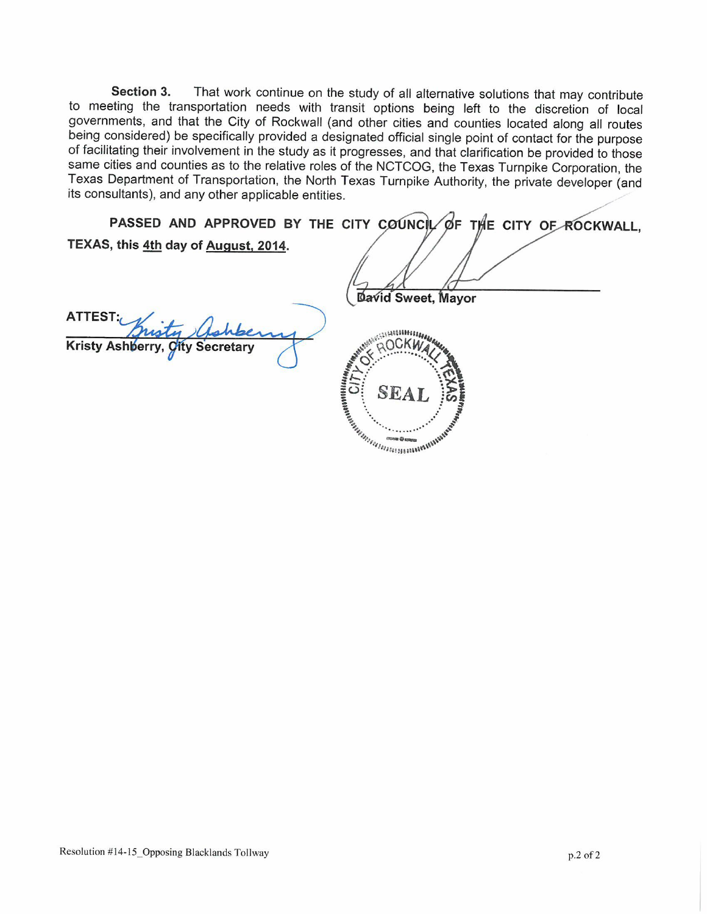**Section 3.** That work continue on the study of all alternative solutions that may contribute to meeting the transportation needs with transit options being left to the discretion of local governments, and that the City of Rockwall (and other cities and counties located along all routes being considered) be specifically provided a designated official single point of contact for the purpose of facilitating their involvement in the study as it progresses, and that clarification be provided to those same cities and counties as to the relative roles of the NCTCOG, the Texas Turnpike Corporation, the Texas Department of Transportation, the North Texas Turnpike Authority, the private developer (and its consultants), and any other applicable entities.

**PASSED AND APPROVED BY THE CITY COUNCIL OF THE CITY OF ROCKWALL, TEXAS, this 4th day of August, 2014.**

**David Sweet, Mayor**

**ATTEST:**

**Kristy Ashberry, City Secretary**

CITY OF ROCKWALL TEXAS SEAL

Resolution #14-15_Opposing Blacklands Tollway